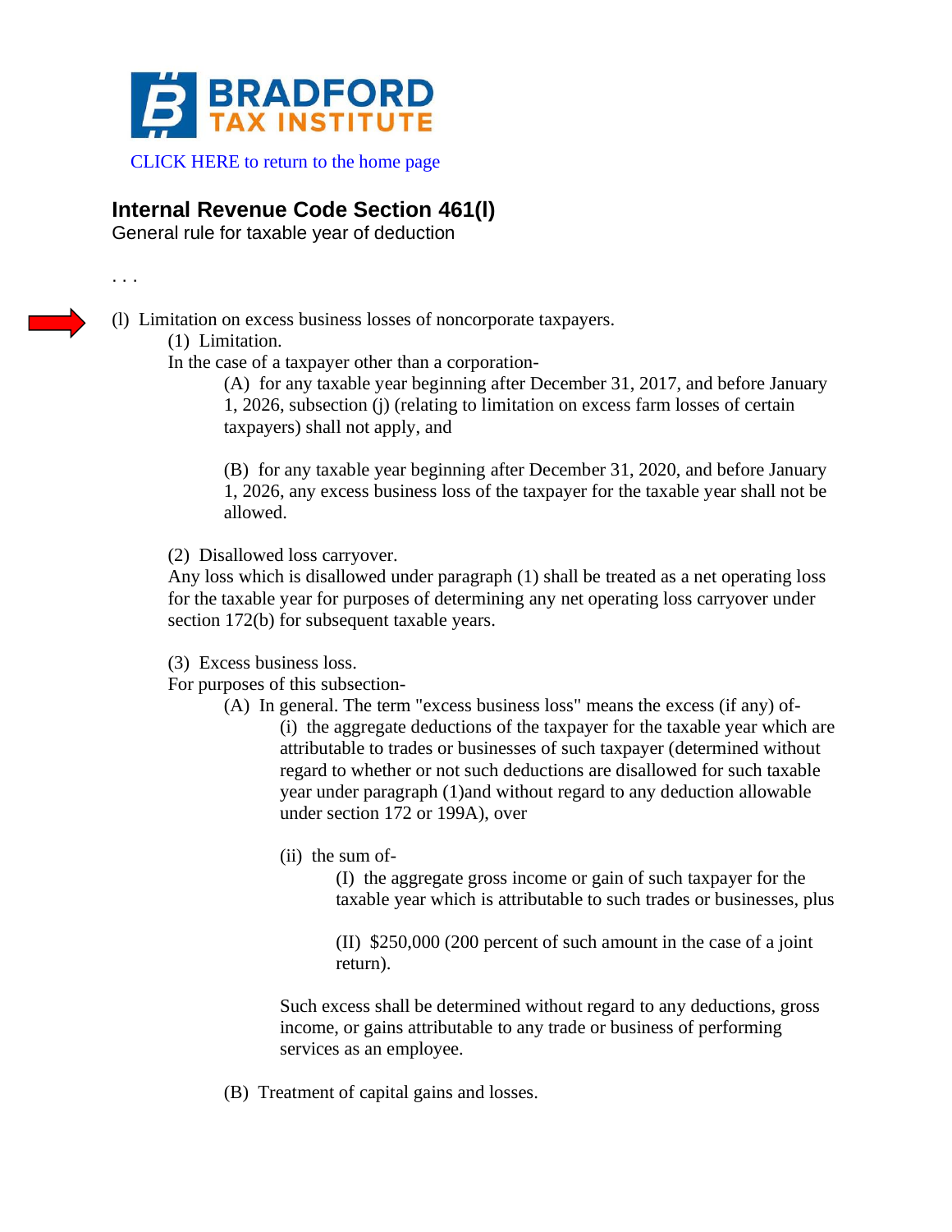**BRADFORD TAX INSTITUTE**

CLICK HERE to return to the home page

## Internal Revenue Code Section 461(l)

General rule for taxable year of deduction

. . .

(l) Limitation on excess business losses of noncorporate taxpayers.

(1) Limitation.

In the case of a taxpayer other than a corporation-

(A) for any taxable year beginning after December 31, 2017, and before January 1, 2026, subsection (j) (relating to limitation on excess farm losses of certain taxpayers) shall not apply, and

(B) for any taxable year beginning after December 31, 2020, and before January 1, 2026, any excess business loss of the taxpayer for the taxable year shall not be allowed.

(2) Disallowed loss carryover.

Any loss which is disallowed under paragraph (1) shall be treated as a net operating loss for the taxable year for purposes of determining any net operating loss carryover under section 172(b) for subsequent taxable years.

(3) Excess business loss.

For purposes of this subsection-

(A) In general. The term "excess business loss" means the excess (if any) of-

(i) the aggregate deductions of the taxpayer for the taxable year which are attributable to trades or businesses of such taxpayer (determined without regard to whether or not such deductions are disallowed for such taxable year under paragraph (1)and without regard to any deduction allowable under section 172 or 199A), over

(ii) the sum of-

(I) the aggregate gross income or gain of such taxpayer for the taxable year which is attributable to such trades or businesses, plus

(II) $250,000 (200 percent of such amount in the case of a joint return).

Such excess shall be determined without regard to any deductions, gross income, or gains attributable to any trade or business of performing services as an employee.

(B) Treatment of capital gains and losses.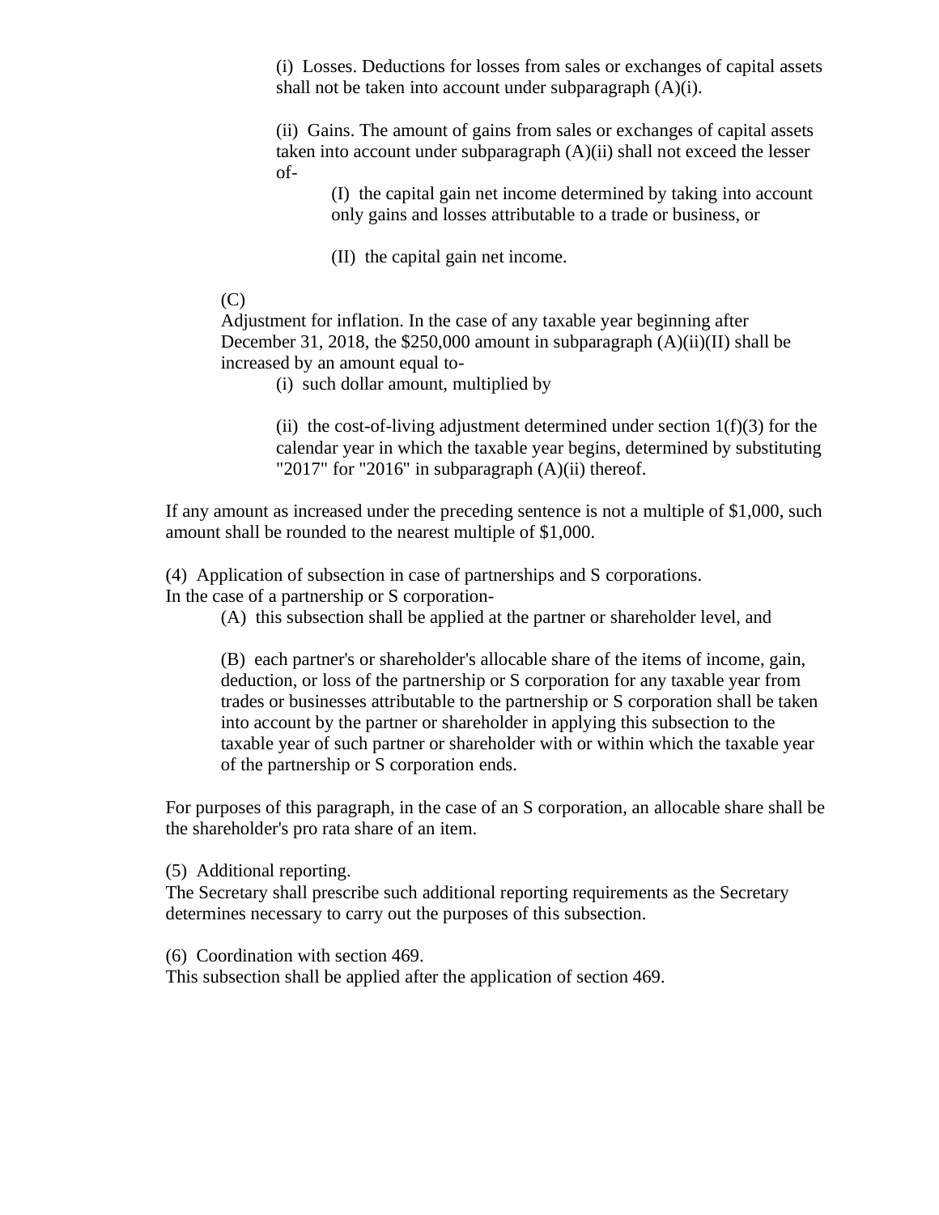(i) Losses. Deductions for losses from sales or exchanges of capital assets shall not be taken into account under subparagraph (A)(i).

(ii) Gains. The amount of gains from sales or exchanges of capital assets taken into account under subparagraph (A)(ii) shall not exceed the lesser of-

(I) the capital gain net income determined by taking into account only gains and losses attributable to a trade or business, or

(II) the capital gain net income.

(C)
Adjustment for inflation. In the case of any taxable year beginning after December 31, 2018, the $250,000 amount in subparagraph (A)(ii)(II) shall be increased by an amount equal to-

(i) such dollar amount, multiplied by

(ii) the cost-of-living adjustment determined under section 1(f)(3) for the calendar year in which the taxable year begins, determined by substituting "2017" for "2016" in subparagraph (A)(ii) thereof.

If any amount as increased under the preceding sentence is not a multiple of $1,000, such amount shall be rounded to the nearest multiple of $1,000.

(4) Application of subsection in case of partnerships and S corporations.
In the case of a partnership or S corporation-

(A) this subsection shall be applied at the partner or shareholder level, and

(B) each partner's or shareholder's allocable share of the items of income, gain, deduction, or loss of the partnership or S corporation for any taxable year from trades or businesses attributable to the partnership or S corporation shall be taken into account by the partner or shareholder in applying this subsection to the taxable year of such partner or shareholder with or within which the taxable year of the partnership or S corporation ends.

For purposes of this paragraph, in the case of an S corporation, an allocable share shall be the shareholder's pro rata share of an item.

(5) Additional reporting.
The Secretary shall prescribe such additional reporting requirements as the Secretary determines necessary to carry out the purposes of this subsection.

(6) Coordination with section 469.
This subsection shall be applied after the application of section 469.